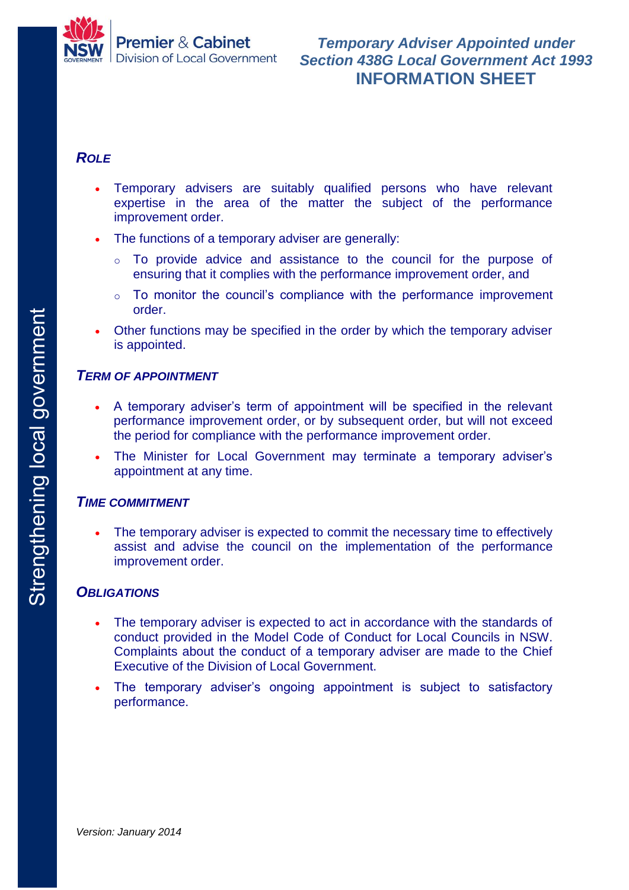Premier & Cabinet
Division of Local Government

# *Temporary Adviser Appointed under Section 438G Local Government Act 1993*
# INFORMATION SHEET

Strengthening local government

## *ROLE*

- Temporary advisers are suitably qualified persons who have relevant expertise in the area of the matter the subject of the performance improvement order.
- The functions of a temporary adviser are generally:
  - To provide advice and assistance to the council for the purpose of ensuring that it complies with the performance improvement order, and
  - To monitor the council's compliance with the performance improvement order.
- Other functions may be specified in the order by which the temporary adviser is appointed.

## *TERM OF APPOINTMENT*

- A temporary adviser's term of appointment will be specified in the relevant performance improvement order, or by subsequent order, but will not exceed the period for compliance with the performance improvement order.
- The Minister for Local Government may terminate a temporary adviser's appointment at any time.

## *TIME COMMITMENT*

- The temporary adviser is expected to commit the necessary time to effectively assist and advise the council on the implementation of the performance improvement order.

## *OBLIGATIONS*

- The temporary adviser is expected to act in accordance with the standards of conduct provided in the Model Code of Conduct for Local Councils in NSW. Complaints about the conduct of a temporary adviser are made to the Chief Executive of the Division of Local Government.
- The temporary adviser's ongoing appointment is subject to satisfactory performance.

*Version: January 2014*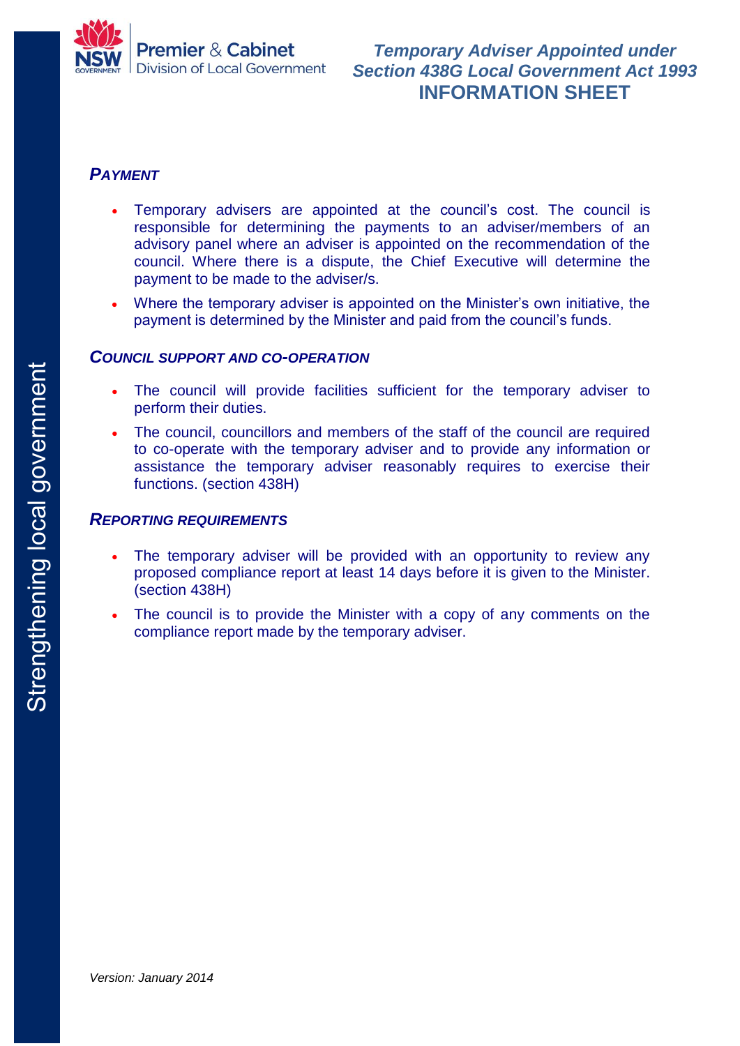## *PAYMENT*

- Temporary advisers are appointed at the council's cost. The council is responsible for determining the payments to an adviser/members of an advisory panel where an adviser is appointed on the recommendation of the council. Where there is a dispute, the Chief Executive will determine the payment to be made to the adviser/s.
- Where the temporary adviser is appointed on the Minister's own initiative, the payment is determined by the Minister and paid from the council's funds.

## *COUNCIL SUPPORT AND CO-OPERATION*

- The council will provide facilities sufficient for the temporary adviser to perform their duties.
- The council, councillors and members of the staff of the council are required to co-operate with the temporary adviser and to provide any information or assistance the temporary adviser reasonably requires to exercise their functions. (section 438H)

## *REPORTING REQUIREMENTS*

- The temporary adviser will be provided with an opportunity to review any proposed compliance report at least 14 days before it is given to the Minister. (section 438H)
- The council is to provide the Minister with a copy of any comments on the compliance report made by the temporary adviser.

*Version: January 2014*